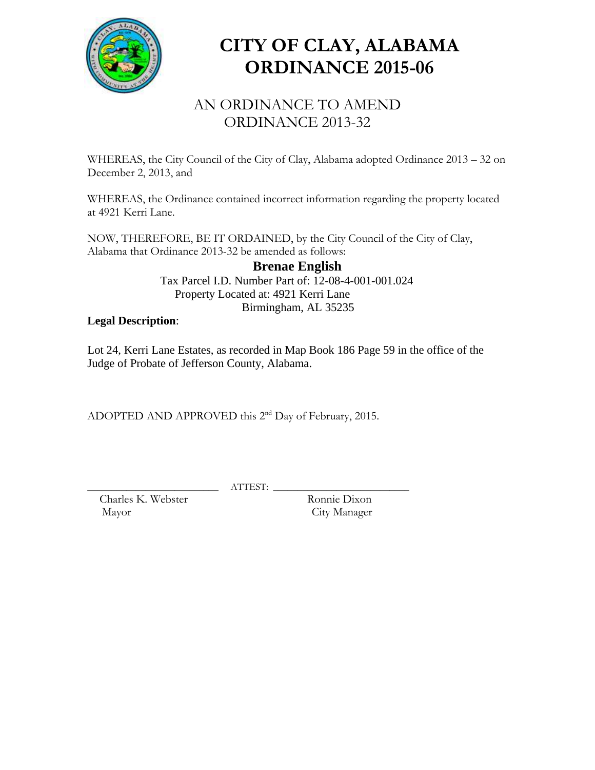# CITY OF CLAY, ALABAMA
# ORDINANCE 2015-06

## AN ORDINANCE TO AMEND ORDINANCE 2013-32

WHEREAS, the City Council of the City of Clay, Alabama adopted Ordinance 2013 – 32 on December 2, 2013, and

WHEREAS, the Ordinance contained incorrect information regarding the property located at 4921 Kerri Lane.

NOW, THEREFORE, BE IT ORDAINED, by the City Council of the City of Clay, Alabama that Ordinance 2013-32 be amended as follows:

**Brenae English**

Tax Parcel I.D. Number Part of: 12-08-4-001-001.024
Property Located at: 4921 Kerri Lane
Birmingham, AL 35235

**Legal Description**:

Lot 24, Kerri Lane Estates, as recorded in Map Book 186 Page 59 in the office of the Judge of Probate of Jefferson County, Alabama.

ADOPTED AND APPROVED this 2nd Day of February, 2015.

_______________________ ATTEST: _______________________

Charles K. Webster — Mayor

Ronnie Dixon — City Manager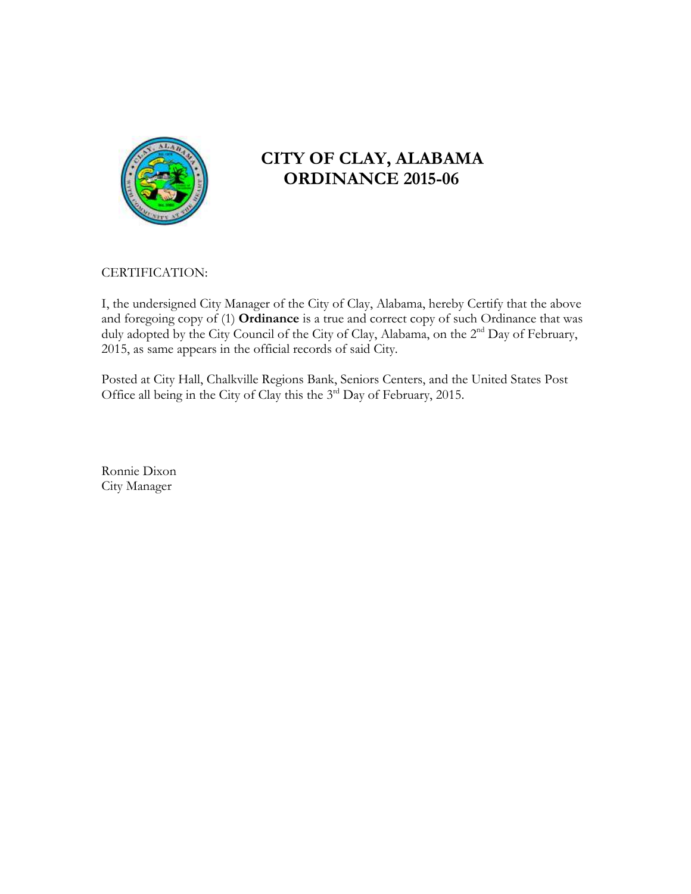# CITY OF CLAY, ALABAMA
# ORDINANCE 2015-06

CERTIFICATION:

I, the undersigned City Manager of the City of Clay, Alabama, hereby Certify that the above and foregoing copy of (1) **Ordinance** is a true and correct copy of such Ordinance that was duly adopted by the City Council of the City of Clay, Alabama, on the 2nd Day of February, 2015, as same appears in the official records of said City.

Posted at City Hall, Chalkville Regions Bank, Seniors Centers, and the United States Post Office all being in the City of Clay this the 3rd Day of February, 2015.

Ronnie Dixon
City Manager